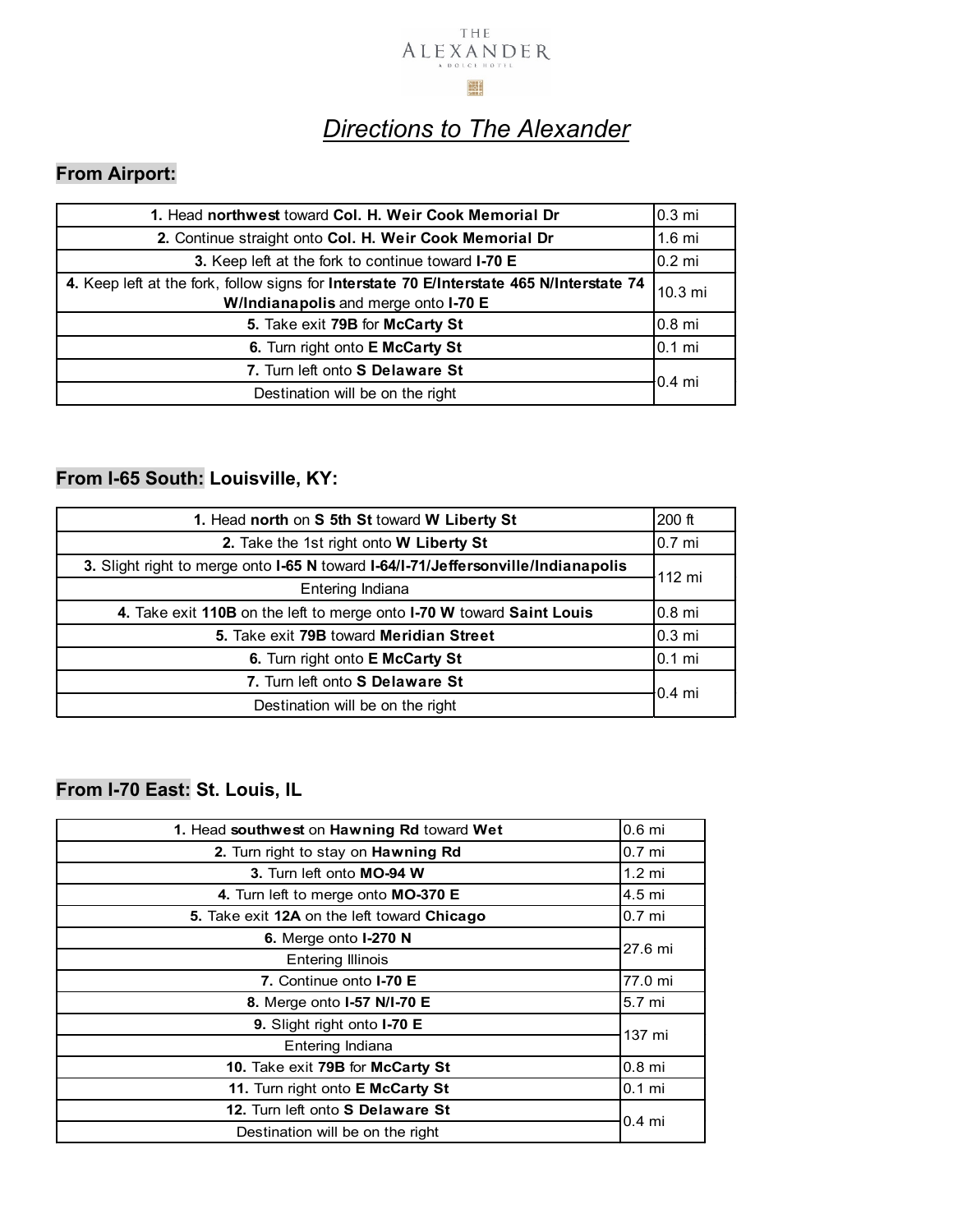THE
ALEXANDER
A DOLCE HOTEL

# *Directions to The Alexander*

## From Airport:

| Directions | Distance |
|---|---|
| **1.** Head **northwest** toward **Col. H. Weir Cook Memorial Dr** | 0.3 mi |
| **2.** Continue straight onto **Col. H. Weir Cook Memorial Dr** | 1.6 mi |
| **3.** Keep left at the fork to continue toward **I-70 E** | 0.2 mi |
| **4.** Keep left at the fork, follow signs for **Interstate 70 E/Interstate 465 N/Interstate 74 W/Indianapolis** and merge onto **I-70 E** | 10.3 mi |
| **5.** Take exit **79B** for **McCarty St** | 0.8 mi |
| **6.** Turn right onto **E McCarty St** | 0.1 mi |
| **7.** Turn left onto **S Delaware St** | 0.4 mi |
| Destination will be on the right | |

## From I-65 South: Louisville, KY:

| Directions | Distance |
|---|---|
| **1.** Head **north** on **S 5th St** toward **W Liberty St** | 200 ft |
| **2.** Take the 1st right onto **W Liberty St** | 0.7 mi |
| **3.** Slight right to merge onto **I-65 N** toward **I-64/I-71/Jeffersonville/Indianapolis** | 112 mi |
| Entering Indiana | |
| **4.** Take exit **110B** on the left to merge onto **I-70 W** toward **Saint Louis** | 0.8 mi |
| **5.** Take exit **79B** toward **Meridian Street** | 0.3 mi |
| **6.** Turn right onto **E McCarty St** | 0.1 mi |
| **7.** Turn left onto **S Delaware St** | 0.4 mi |
| Destination will be on the right | |

## From I-70 East: St. Louis, IL

| Directions | Distance |
|---|---|
| **1.** Head **southwest** on **Hawning Rd** toward **Wet** | 0.6 mi |
| **2.** Turn right to stay on **Hawning Rd** | 0.7 mi |
| **3.** Turn left onto **MO-94 W** | 1.2 mi |
| **4.** Turn left to merge onto **MO-370 E** | 4.5 mi |
| **5.** Take exit **12A** on the left toward **Chicago** | 0.7 mi |
| **6.** Merge onto **I-270 N** | 27.6 mi |
| Entering Illinois | |
| **7.** Continue onto **I-70 E** | 77.0 mi |
| **8.** Merge onto **I-57 N/I-70 E** | 5.7 mi |
| **9.** Slight right onto **I-70 E** | 137 mi |
| Entering Indiana | |
| **10.** Take exit **79B** for **McCarty St** | 0.8 mi |
| **11.** Turn right onto **E McCarty St** | 0.1 mi |
| **12.** Turn left onto **S Delaware St** | 0.4 mi |
| Destination will be on the right | |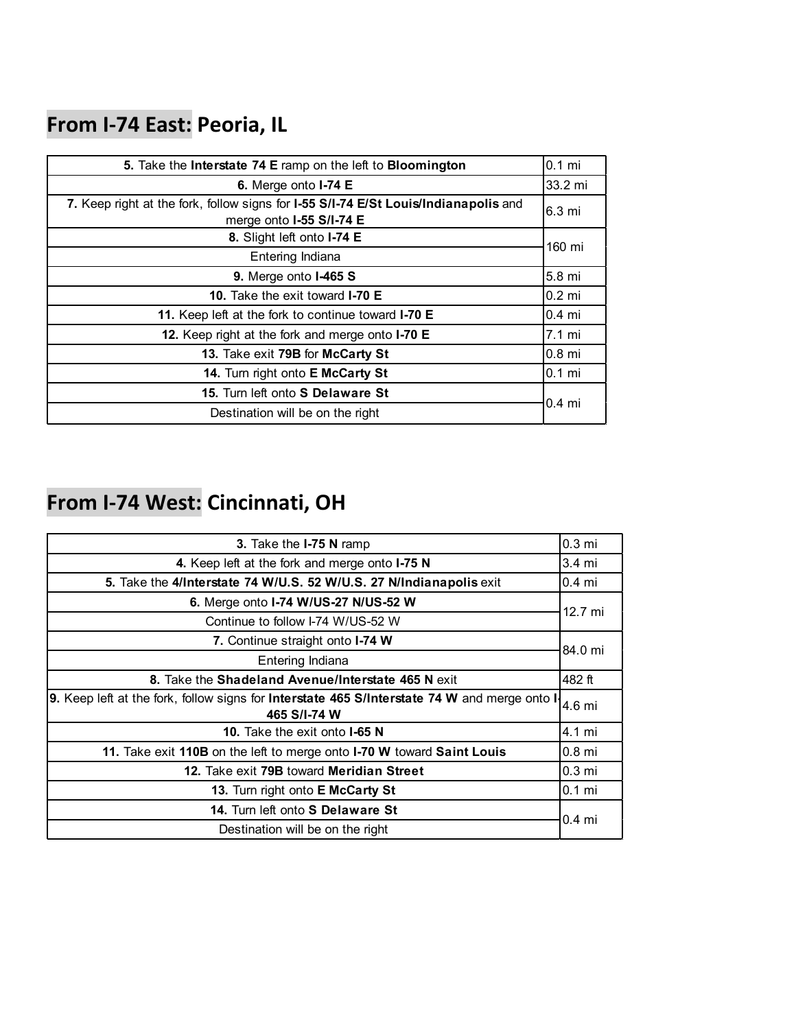## From I-74 East: Peoria, IL

| Directions | Distance |
| --- | --- |
| **5.** Take the **Interstate 74 E** ramp on the left to **Bloomington** | 0.1 mi |
| **6.** Merge onto **I-74 E** | 33.2 mi |
| **7.** Keep right at the fork, follow signs for **I-55 S/I-74 E/St Louis/Indianapolis** and merge onto **I-55 S/I-74 E** | 6.3 mi |
| **8.** Slight left onto **I-74 E**<br>Entering Indiana | 160 mi |
| **9.** Merge onto **I-465 S** | 5.8 mi |
| **10.** Take the exit toward **I-70 E** | 0.2 mi |
| **11.** Keep left at the fork to continue toward **I-70 E** | 0.4 mi |
| **12.** Keep right at the fork and merge onto **I-70 E** | 7.1 mi |
| **13.** Take exit **79B** for **McCarty St** | 0.8 mi |
| **14.** Turn right onto **E McCarty St** | 0.1 mi |
| **15.** Turn left onto **S Delaware St**<br>Destination will be on the right | 0.4 mi |

## From I-74 West: Cincinnati, OH

| Directions | Distance |
| --- | --- |
| **3.** Take the **I-75 N** ramp | 0.3 mi |
| **4.** Keep left at the fork and merge onto **I-75 N** | 3.4 mi |
| **5.** Take the **4/Interstate 74 W/U.S. 52 W/U.S. 27 N/Indianapolis** exit | 0.4 mi |
| **6.** Merge onto **I-74 W/US-27 N/US-52 W**<br>Continue to follow I-74 W/US-52 W | 12.7 mi |
| **7.** Continue straight onto **I-74 W**<br>Entering Indiana | 84.0 mi |
| **8.** Take the **Shadeland Avenue/Interstate 465 N** exit | 482 ft |
| **9.** Keep left at the fork, follow signs for **Interstate 465 S/Interstate 74 W** and merge onto **I-465 S/I-74 W** | 4.6 mi |
| **10.** Take the exit onto **I-65 N** | 4.1 mi |
| **11.** Take exit **110B** on the left to merge onto **I-70 W** toward **Saint Louis** | 0.8 mi |
| **12.** Take exit **79B** toward **Meridian Street** | 0.3 mi |
| **13.** Turn right onto **E McCarty St** | 0.1 mi |
| **14.** Turn left onto **S Delaware St**<br>Destination will be on the right | 0.4 mi |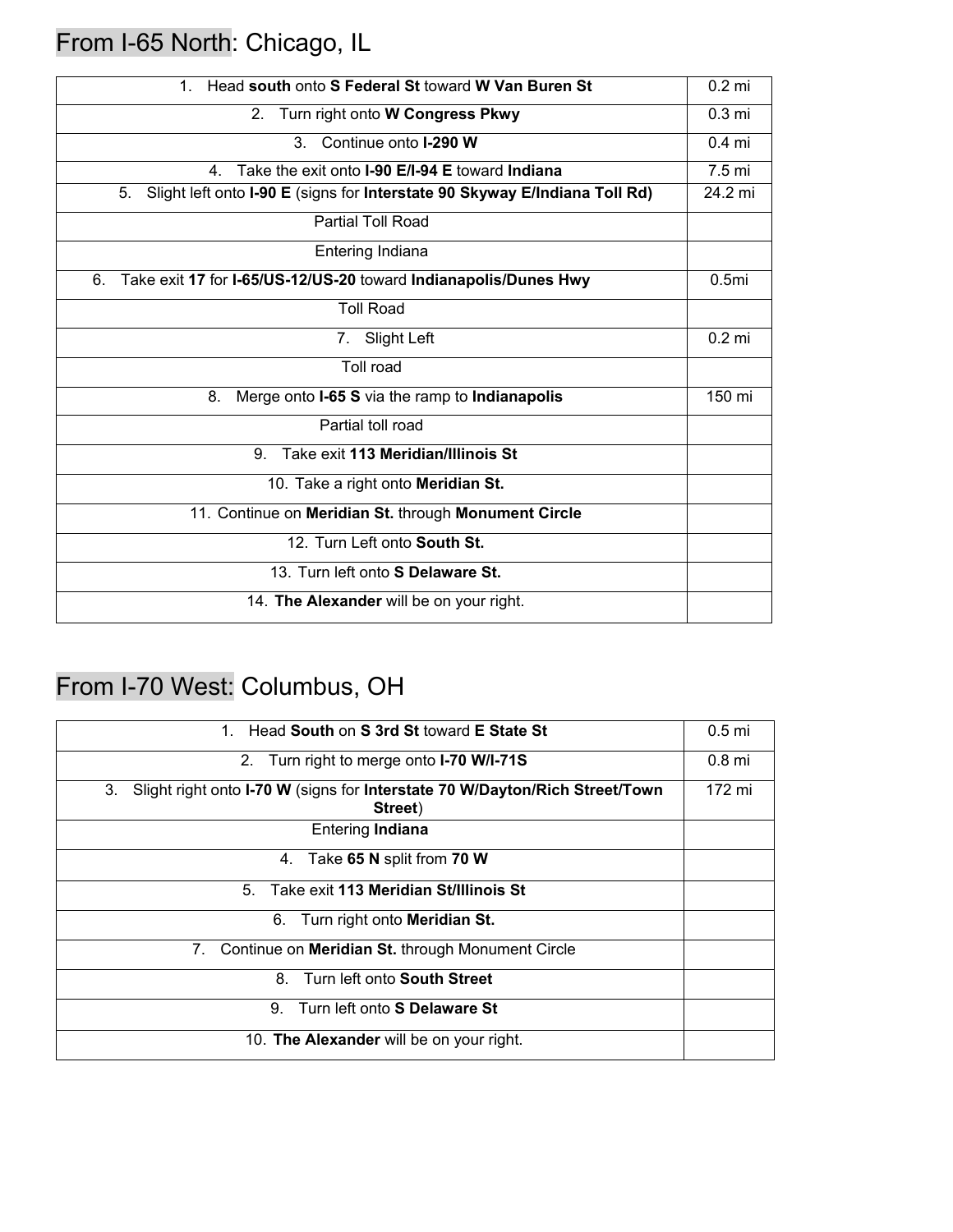## From I-65 North: Chicago, IL

| | |
|---|---|
| 1. Head **south** onto **S Federal St** toward **W Van Buren St** | 0.2 mi |
| 2. Turn right onto **W Congress Pkwy** | 0.3 mi |
| 3. Continue onto **I-290 W** | 0.4 mi |
| 4. Take the exit onto **I-90 E/I-94 E** toward **Indiana** | 7.5 mi |
| 5. Slight left onto **I-90 E** (signs for **Interstate 90 Skyway E/Indiana Toll Rd)** | 24.2 mi |
| Partial Toll Road | |
| Entering Indiana | |
| 6. Take exit **17** for **I-65/US-12/US-20** toward **Indianapolis/Dunes Hwy** | 0.5mi |
| Toll Road | |
| 7. Slight Left | 0.2 mi |
| Toll road | |
| 8. Merge onto **I-65 S** via the ramp to **Indianapolis** | 150 mi |
| Partial toll road | |
| 9. Take exit **113 Meridian/Illinois St** | |
| 10. Take a right onto **Meridian St.** | |
| 11. Continue on **Meridian St.** through **Monument Circle** | |
| 12. Turn Left onto **South St.** | |
| 13. Turn left onto **S Delaware St.** | |
| 14. **The Alexander** will be on your right. | |

## From I-70 West: Columbus, OH

| | |
|---|---|
| 1. Head **South** on **S 3rd St** toward **E State St** | 0.5 mi |
| 2. Turn right to merge onto **I-70 W/I-71S** | 0.8 mi |
| 3. Slight right onto **I-70 W** (signs for **Interstate 70 W/Dayton/Rich Street/Town Street**) | 172 mi |
| Entering **Indiana** | |
| 4. Take **65 N** split from **70 W** | |
| 5. Take exit **113 Meridian St/Illinois St** | |
| 6. Turn right onto **Meridian St.** | |
| 7. Continue on **Meridian St.** through Monument Circle | |
| 8. Turn left onto **South Street** | |
| 9. Turn left onto **S Delaware St** | |
| 10. **The Alexander** will be on your right. | |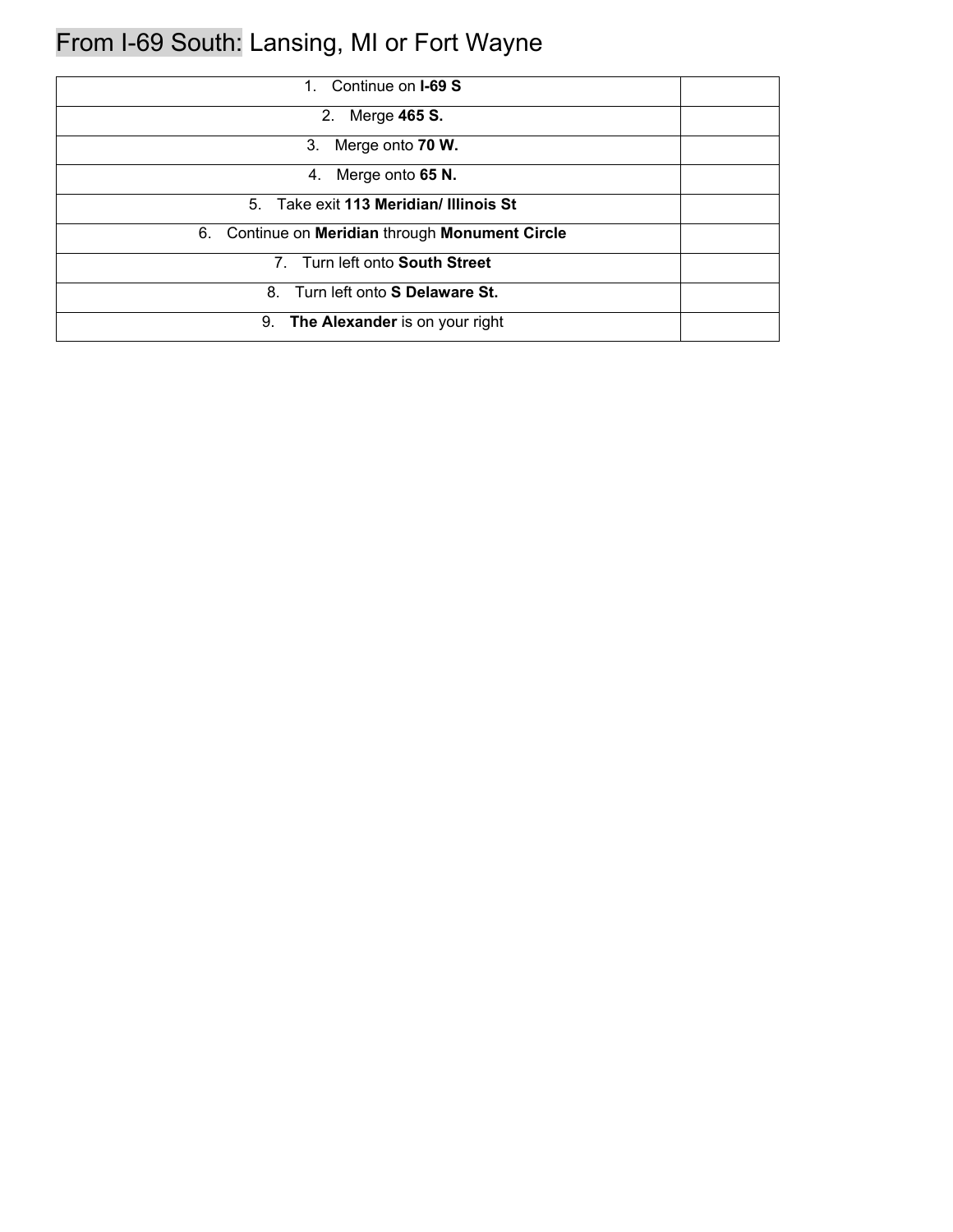# From I-69 South: Lansing, MI or Fort Wayne

| | |
|---|---|
| 1. Continue on **I-69 S** | |
| 2. Merge **465 S.** | |
| 3. Merge onto **70 W.** | |
| 4. Merge onto **65 N.** | |
| 5. Take exit **113 Meridian/ Illinois St** | |
| 6. Continue on **Meridian** through **Monument Circle** | |
| 7. Turn left onto **South Street** | |
| 8. Turn left onto **S Delaware St.** | |
| 9. **The Alexander** is on your right | |